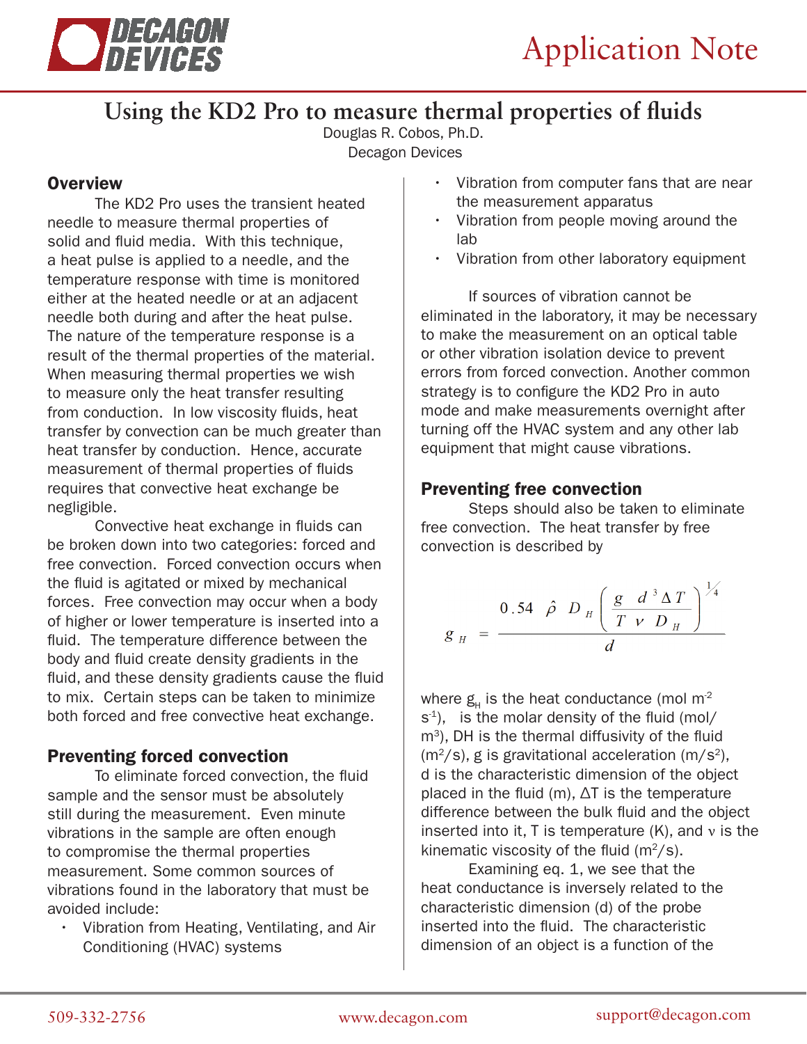# Using the KD2 Pro to measure thermal properties of fluids

Douglas R. Cobos, Ph.D.
Decagon Devices

## Overview

The KD2 Pro uses the transient heated needle to measure thermal properties of solid and fluid media. With this technique, a heat pulse is applied to a needle, and the temperature response with time is monitored either at the heated needle or at an adjacent needle both during and after the heat pulse. The nature of the temperature response is a result of the thermal properties of the material. When measuring thermal properties we wish to measure only the heat transfer resulting from conduction. In low viscosity fluids, heat transfer by convection can be much greater than heat transfer by conduction. Hence, accurate measurement of thermal properties of fluids requires that convective heat exchange be negligible.

Convective heat exchange in fluids can be broken down into two categories: forced and free convection. Forced convection occurs when the fluid is agitated or mixed by mechanical forces. Free convection may occur when a body of higher or lower temperature is inserted into a fluid. The temperature difference between the body and fluid create density gradients in the fluid, and these density gradients cause the fluid to mix. Certain steps can be taken to minimize both forced and free convective heat exchange.

## Preventing forced convection

To eliminate forced convection, the fluid sample and the sensor must be absolutely still during the measurement. Even minute vibrations in the sample are often enough to compromise the thermal properties measurement. Some common sources of vibrations found in the laboratory that must be avoided include:

- Vibration from Heating, Ventilating, and Air Conditioning (HVAC) systems
- Vibration from computer fans that are near the measurement apparatus
- Vibration from people moving around the lab
- Vibration from other laboratory equipment

If sources of vibration cannot be eliminated in the laboratory, it may be necessary to make the measurement on an optical table or other vibration isolation device to prevent errors from forced convection. Another common strategy is to configure the KD2 Pro in auto mode and make measurements overnight after turning off the HVAC system and any other lab equipment that might cause vibrations.

## Preventing free convection

Steps should also be taken to eliminate free convection. The heat transfer by free convection is described by

$$g_H = \frac{0.54 \ \hat{\rho} \ D_H \left( \dfrac{g \ d^3 \Delta T}{T \ \nu \ D_H} \right)^{1/4}}{d}$$

where $g_H$ is the heat conductance (mol m$^{-2}$ s$^{-1}$), is the molar density of the fluid (mol/m$^3$), DH is the thermal diffusivity of the fluid (m$^2$/s), g is gravitational acceleration (m/s$^2$), d is the characteristic dimension of the object placed in the fluid (m), ΔT is the temperature difference between the bulk fluid and the object inserted into it, T is temperature (K), and $\nu$ is the kinematic viscosity of the fluid (m$^2$/s).

Examining eq. 1, we see that the heat conductance is inversely related to the characteristic dimension (d) of the probe inserted into the fluid. The characteristic dimension of an object is a function of the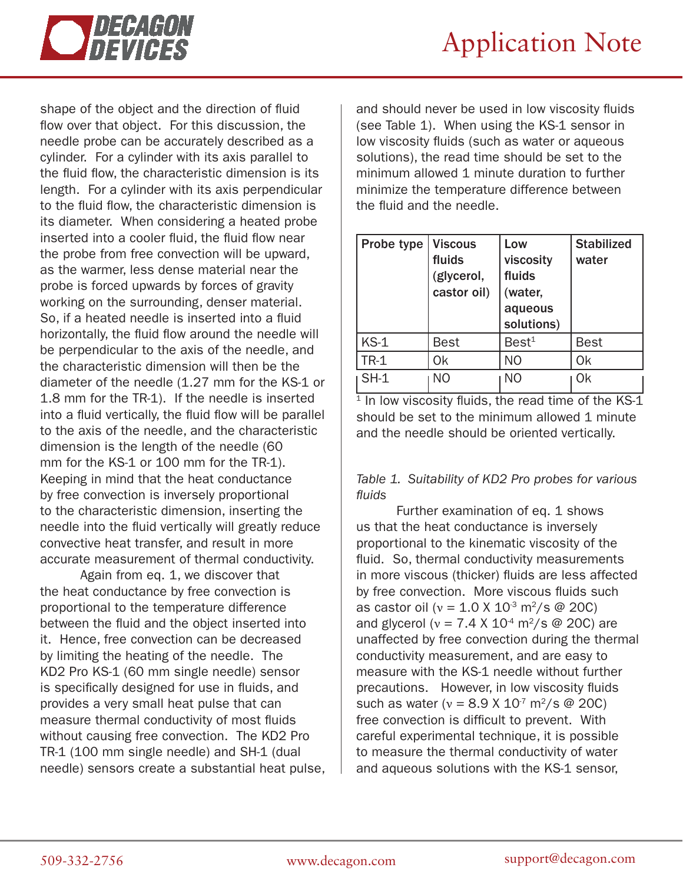shape of the object and the direction of fluid flow over that object. For this discussion, the needle probe can be accurately described as a cylinder. For a cylinder with its axis parallel to the fluid flow, the characteristic dimension is its length. For a cylinder with its axis perpendicular to the fluid flow, the characteristic dimension is its diameter. When considering a heated probe inserted into a cooler fluid, the fluid flow near the probe from free convection will be upward, as the warmer, less dense material near the probe is forced upwards by forces of gravity working on the surrounding, denser material. So, if a heated needle is inserted into a fluid horizontally, the fluid flow around the needle will be perpendicular to the axis of the needle, and the characteristic dimension will then be the diameter of the needle (1.27 mm for the KS-1 or 1.8 mm for the TR-1). If the needle is inserted into a fluid vertically, the fluid flow will be parallel to the axis of the needle, and the characteristic dimension is the length of the needle (60 mm for the KS-1 or 100 mm for the TR-1). Keeping in mind that the heat conductance by free convection is inversely proportional to the characteristic dimension, inserting the needle into the fluid vertically will greatly reduce convective heat transfer, and result in more accurate measurement of thermal conductivity.

Again from eq. 1, we discover that the heat conductance by free convection is proportional to the temperature difference between the fluid and the object inserted into it. Hence, free convection can be decreased by limiting the heating of the needle. The KD2 Pro KS-1 (60 mm single needle) sensor is specifically designed for use in fluids, and provides a very small heat pulse that can measure thermal conductivity of most fluids without causing free convection. The KD2 Pro TR-1 (100 mm single needle) and SH-1 (dual needle) sensors create a substantial heat pulse, and should never be used in low viscosity fluids (see Table 1). When using the KS-1 sensor in low viscosity fluids (such as water or aqueous solutions), the read time should be set to the minimum allowed 1 minute duration to further minimize the temperature difference between the fluid and the needle.

| Probe type | Viscous fluids (glycerol, castor oil) | Low viscosity fluids (water, aqueous solutions) | Stabilized water |
|---|---|---|---|
| KS-1 | Best | Best[1] | Best |
| TR-1 | Ok | NO | Ok |
| SH-1 | NO | NO | Ok |

[1] In low viscosity fluids, the read time of the KS-1 should be set to the minimum allowed 1 minute and the needle should be oriented vertically.

*Table 1. Suitability of KD2 Pro probes for various fluids*

Further examination of eq. 1 shows us that the heat conductance is inversely proportional to the kinematic viscosity of the fluid. So, thermal conductivity measurements in more viscous (thicker) fluids are less affected by free convection. More viscous fluids such as castor oil ($\nu = 1.0 \times 10^{-3}$ m$^2$/s @ 20C) and glycerol ($\nu = 7.4 \times 10^{-4}$ m$^2$/s @ 20C) are unaffected by free convection during the thermal conductivity measurement, and are easy to measure with the KS-1 needle without further precautions. However, in low viscosity fluids such as water ($\nu = 8.9 \times 10^{-7}$ m$^2$/s @ 20C) free convection is difficult to prevent. With careful experimental technique, it is possible to measure the thermal conductivity of water and aqueous solutions with the KS-1 sensor,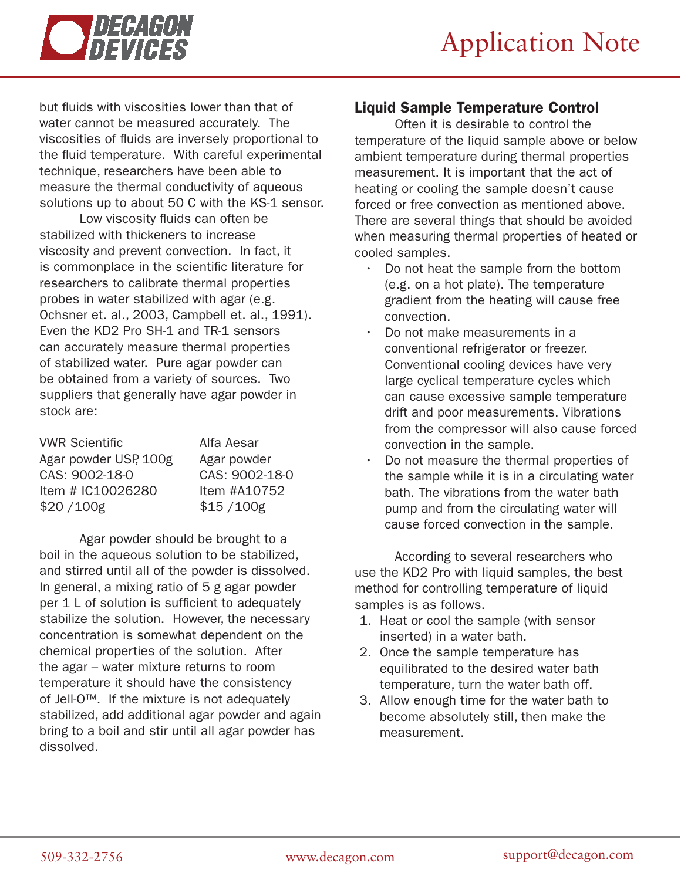but fluids with viscosities lower than that of water cannot be measured accurately. The viscosities of fluids are inversely proportional to the fluid temperature. With careful experimental technique, researchers have been able to measure the thermal conductivity of aqueous solutions up to about 50 C with the KS-1 sensor.

Low viscosity fluids can often be stabilized with thickeners to increase viscosity and prevent convection. In fact, it is commonplace in the scientific literature for researchers to calibrate thermal properties probes in water stabilized with agar (e.g. Ochsner et. al., 2003, Campbell et. al., 1991). Even the KD2 Pro SH-1 and TR-1 sensors can accurately measure thermal properties of stabilized water. Pure agar powder can be obtained from a variety of sources. Two suppliers that generally have agar powder in stock are:

| VWR Scientific | Alfa Aesar |
|---|---|
| Agar powder USP, 100g | Agar powder |
| CAS: 9002-18-0 | CAS: 9002-18-0 |
| Item # IC10026280 | Item #A10752 |
| $20 /100g | $15 /100g |

Agar powder should be brought to a boil in the aqueous solution to be stabilized, and stirred until all of the powder is dissolved. In general, a mixing ratio of 5 g agar powder per 1 L of solution is sufficient to adequately stabilize the solution. However, the necessary concentration is somewhat dependent on the chemical properties of the solution. After the agar – water mixture returns to room temperature it should have the consistency of Jell-O™. If the mixture is not adequately stabilized, add additional agar powder and again bring to a boil and stir until all agar powder has dissolved.

## Liquid Sample Temperature Control

Often it is desirable to control the temperature of the liquid sample above or below ambient temperature during thermal properties measurement. It is important that the act of heating or cooling the sample doesn't cause forced or free convection as mentioned above. There are several things that should be avoided when measuring thermal properties of heated or cooled samples.

- Do not heat the sample from the bottom (e.g. on a hot plate). The temperature gradient from the heating will cause free convection.
- Do not make measurements in a conventional refrigerator or freezer. Conventional cooling devices have very large cyclical temperature cycles which can cause excessive sample temperature drift and poor measurements. Vibrations from the compressor will also cause forced convection in the sample.
- Do not measure the thermal properties of the sample while it is in a circulating water bath. The vibrations from the water bath pump and from the circulating water will cause forced convection in the sample.

According to several researchers who use the KD2 Pro with liquid samples, the best method for controlling temperature of liquid samples is as follows.

1. Heat or cool the sample (with sensor inserted) in a water bath.
2. Once the sample temperature has equilibrated to the desired water bath temperature, turn the water bath off.
3. Allow enough time for the water bath to become absolutely still, then make the measurement.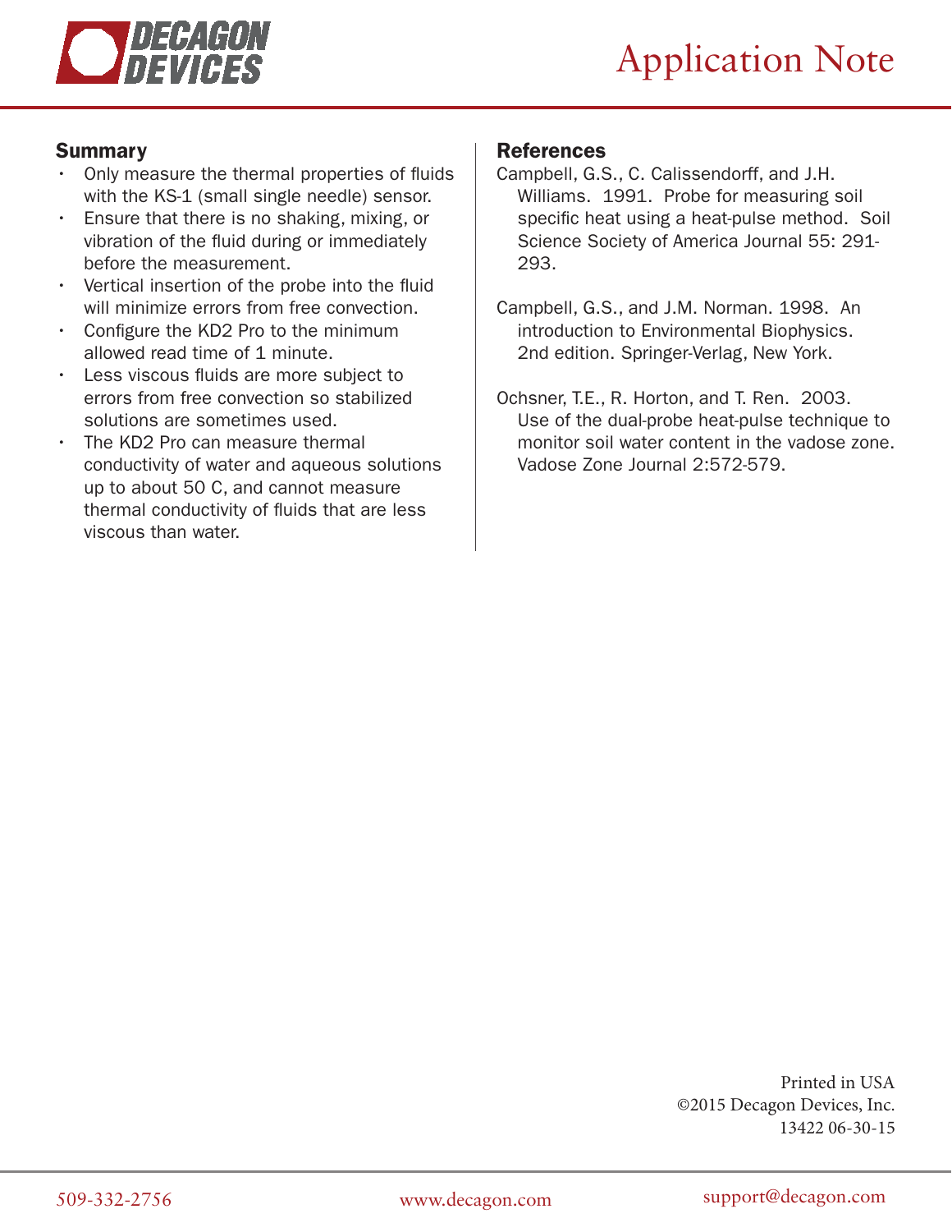## Summary

- Only measure the thermal properties of fluids with the KS-1 (small single needle) sensor.
- Ensure that there is no shaking, mixing, or vibration of the fluid during or immediately before the measurement.
- Vertical insertion of the probe into the fluid will minimize errors from free convection.
- Configure the KD2 Pro to the minimum allowed read time of 1 minute.
- Less viscous fluids are more subject to errors from free convection so stabilized solutions are sometimes used.
- The KD2 Pro can measure thermal conductivity of water and aqueous solutions up to about 50 C, and cannot measure thermal conductivity of fluids that are less viscous than water.

## References

Campbell, G.S., C. Calissendorff, and J.H. Williams. 1991. Probe for measuring soil specific heat using a heat-pulse method. Soil Science Society of America Journal 55: 291-293.

Campbell, G.S., and J.M. Norman. 1998. An introduction to Environmental Biophysics. 2nd edition. Springer-Verlag, New York.

Ochsner, T.E., R. Horton, and T. Ren. 2003. Use of the dual-probe heat-pulse technique to monitor soil water content in the vadose zone. Vadose Zone Journal 2:572-579.

Printed in USA
©2015 Decagon Devices, Inc.
13422 06-30-15